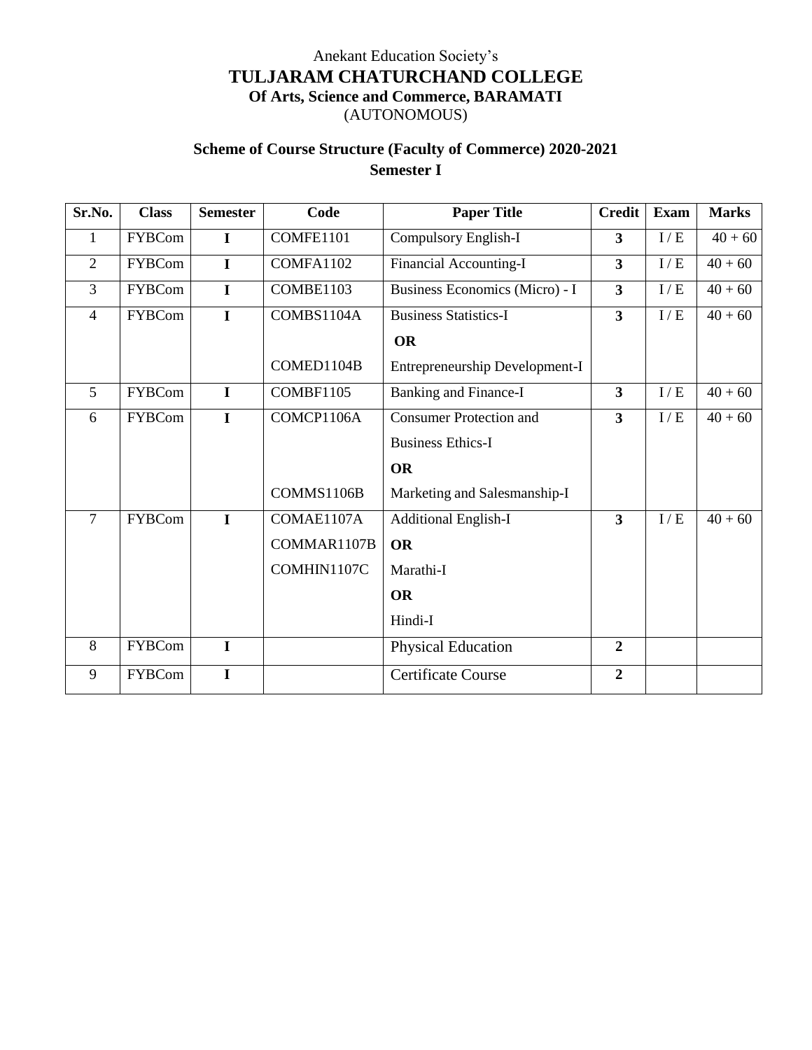Anekant Education Society's

# TULJARAM CHATURCHAND COLLEGE

**Of Arts, Science and Commerce, BARAMATI**

(AUTONOMOUS)

## Scheme of Course Structure (Faculty of Commerce) 2020-2021

### Semester I

| Sr.No. | Class | Semester | Code | Paper Title | Credit | Exam | Marks |
|---|---|---|---|---|---|---|---|
| 1 | FYBCom | I | COMFE1101 | Compulsory English-I | 3 | I / E | 40 + 60 |
| 2 | FYBCom | I | COMFA1102 | Financial Accounting-I | 3 | I / E | 40 + 60 |
| 3 | FYBCom | I | COMBE1103 | Business Economics (Micro) - I | 3 | I / E | 40 + 60 |
| 4 | FYBCom | I | COMBS1104A<br>COMED1104B | Business Statistics-I<br>**OR**<br>Entrepreneurship Development-I | 3 | I / E | 40 + 60 |
| 5 | FYBCom | I | COMBF1105 | Banking and Finance-I | 3 | I / E | 40 + 60 |
| 6 | FYBCom | I | COMCP1106A<br>COMMS1106B | Consumer Protection and Business Ethics-I<br>**OR**<br>Marketing and Salesmanship-I | 3 | I / E | 40 + 60 |
| 7 | FYBCom | I | COMAE1107A<br>COMMAR1107B<br>COMHIN1107C | Additional English-I<br>**OR**<br>Marathi-I<br>**OR**<br>Hindi-I | 3 | I / E | 40 + 60 |
| 8 | FYBCom | I | | Physical Education | 2 | | |
| 9 | FYBCom | I | | Certificate Course | 2 | | |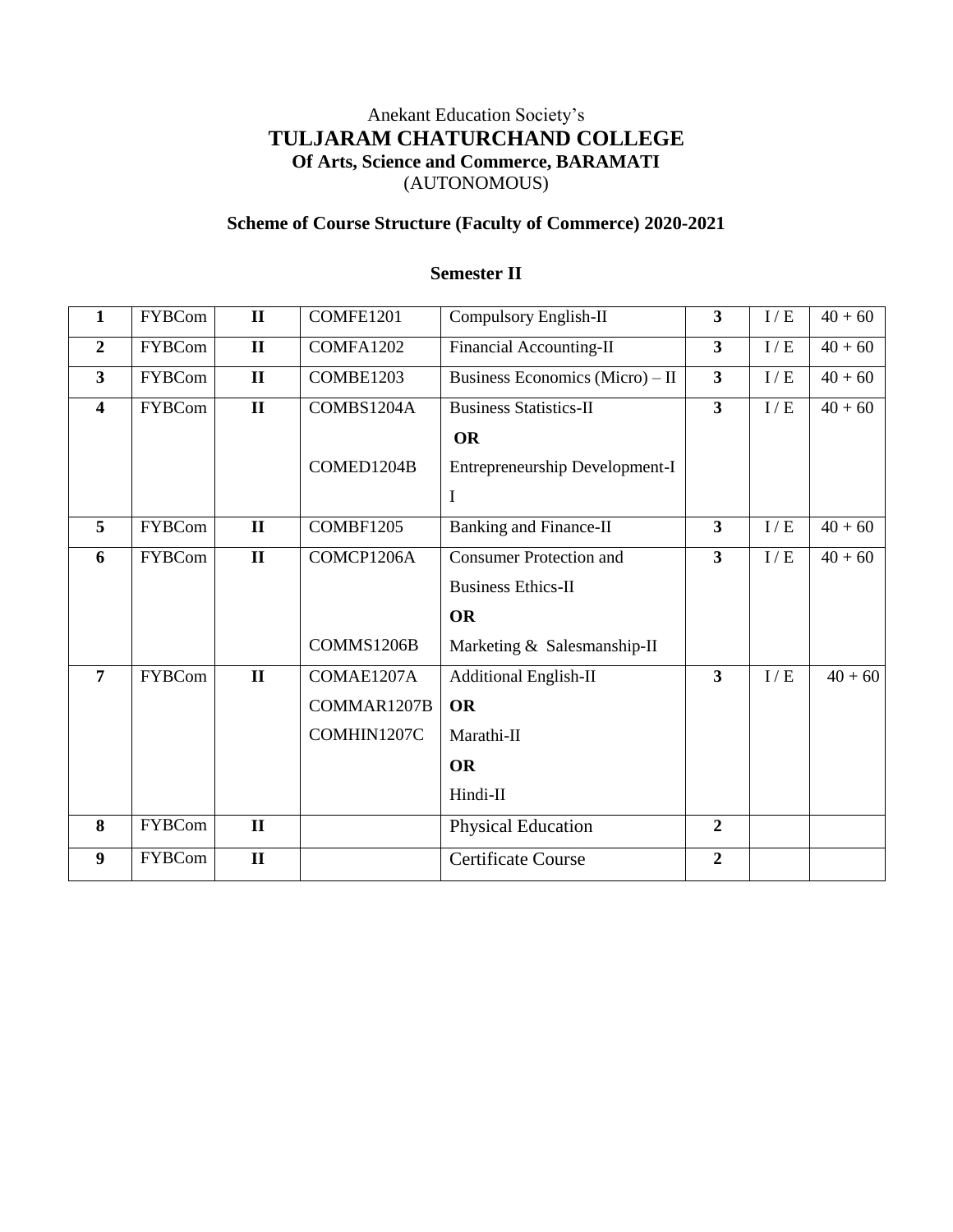Anekant Education Society's

# TULJARAM CHATURCHAND COLLEGE

**Of Arts, Science and Commerce, BARAMATI**

(AUTONOMOUS)

## Scheme of Course Structure (Faculty of Commerce) 2020-2021

### Semester II

| | | | | | | | |
|---|---|---|---|---|---|---|---|
| **1** | FYBCom | **II** | COMFE1201 | Compulsory English-II | **3** | I / E | 40 + 60 |
| **2** | FYBCom | **II** | COMFA1202 | Financial Accounting-II | **3** | I / E | 40 + 60 |
| **3** | FYBCom | **II** | COMBE1203 | Business Economics (Micro) – II | **3** | I / E | 40 + 60 |
| **4** | FYBCom | **II** | COMBS1204A<br>COMED1204B | Business Statistics-II<br>**OR**<br>Entrepreneurship Development-II | **3** | I / E | 40 + 60 |
| **5** | FYBCom | **II** | COMBF1205 | Banking and Finance-II | **3** | I / E | 40 + 60 |
| **6** | FYBCom | **II** | COMCP1206A<br>COMMS1206B | Consumer Protection and Business Ethics-II<br>**OR**<br>Marketing & Salesmanship-II | **3** | I / E | 40 + 60 |
| **7** | FYBCom | **II** | COMAE1207A<br>COMMAR1207B<br>COMHIN1207C | Additional English-II<br>**OR**<br>Marathi-II<br>**OR**<br>Hindi-II | **3** | I / E | 40 + 60 |
| **8** | FYBCom | **II** | | Physical Education | **2** | | |
| **9** | FYBCom | **II** | | Certificate Course | **2** | | |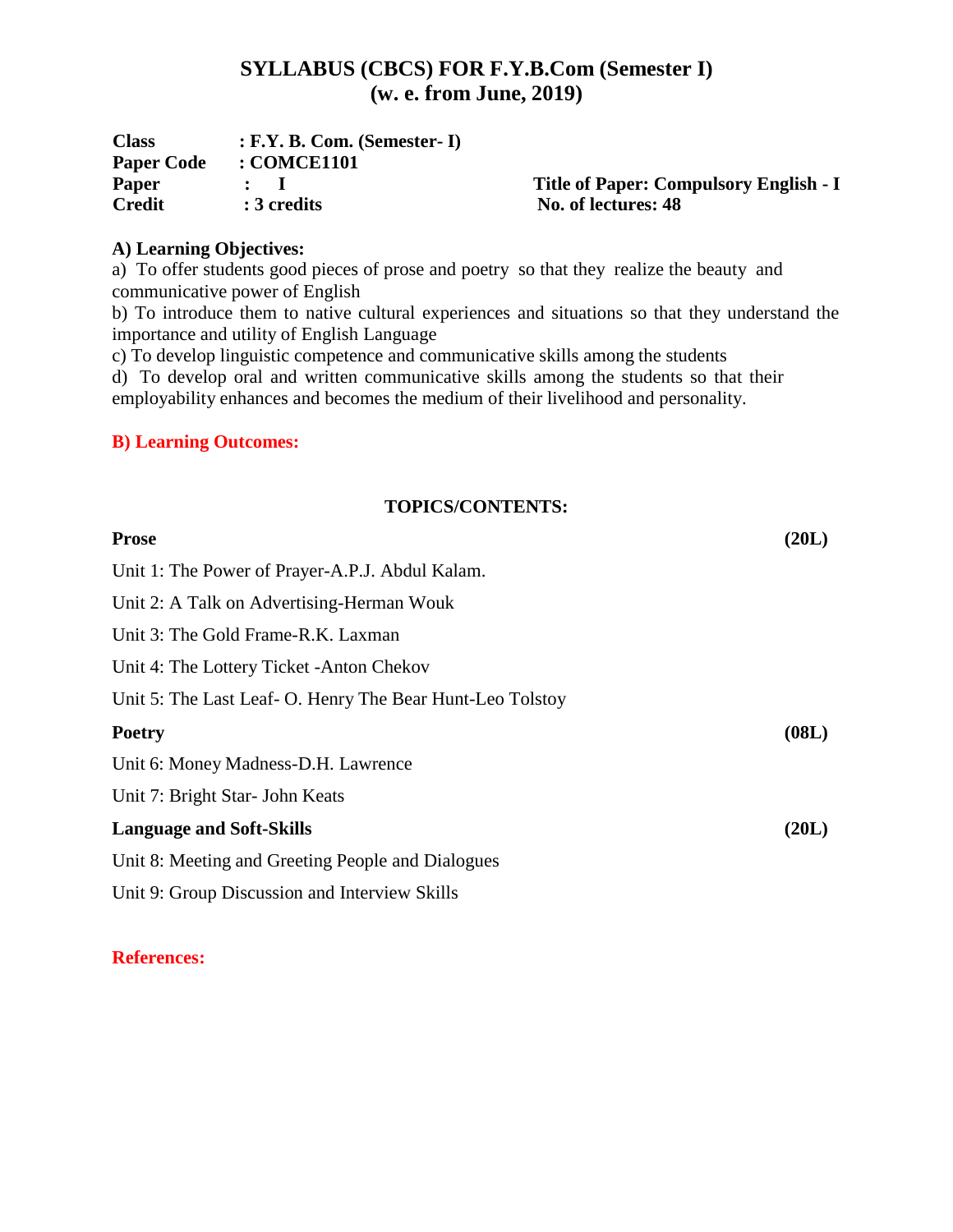# SYLLABUS (CBCS) FOR F.Y.B.Com (Semester I)
## (w. e. from June, 2019)

**Class** : **F.Y. B. Com. (Semester- I)**
**Paper Code** : **COMCE1101**
**Paper** : **I** **Title of Paper: Compulsory English - I**
**Credit** : **3 credits** **No. of lectures: 48**

**A) Learning Objectives:**

a) To offer students good pieces of prose and poetry so that they realize the beauty and communicative power of English

b) To introduce them to native cultural experiences and situations so that they understand the importance and utility of English Language

c) To develop linguistic competence and communicative skills among the students

d) To develop oral and written communicative skills among the students so that their employability enhances and becomes the medium of their livelihood and personality.

**B) Learning Outcomes:**

**TOPICS/CONTENTS:**

**Prose** **(20L)**

Unit 1: The Power of Prayer-A.P.J. Abdul Kalam.

Unit 2: A Talk on Advertising-Herman Wouk

Unit 3: The Gold Frame-R.K. Laxman

Unit 4: The Lottery Ticket -Anton Chekov

Unit 5: The Last Leaf- O. Henry The Bear Hunt-Leo Tolstoy

**Poetry** **(08L)**

Unit 6: Money Madness-D.H. Lawrence

Unit 7: Bright Star- John Keats

**Language and Soft-Skills** **(20L)**

Unit 8: Meeting and Greeting People and Dialogues

Unit 9: Group Discussion and Interview Skills

**References:**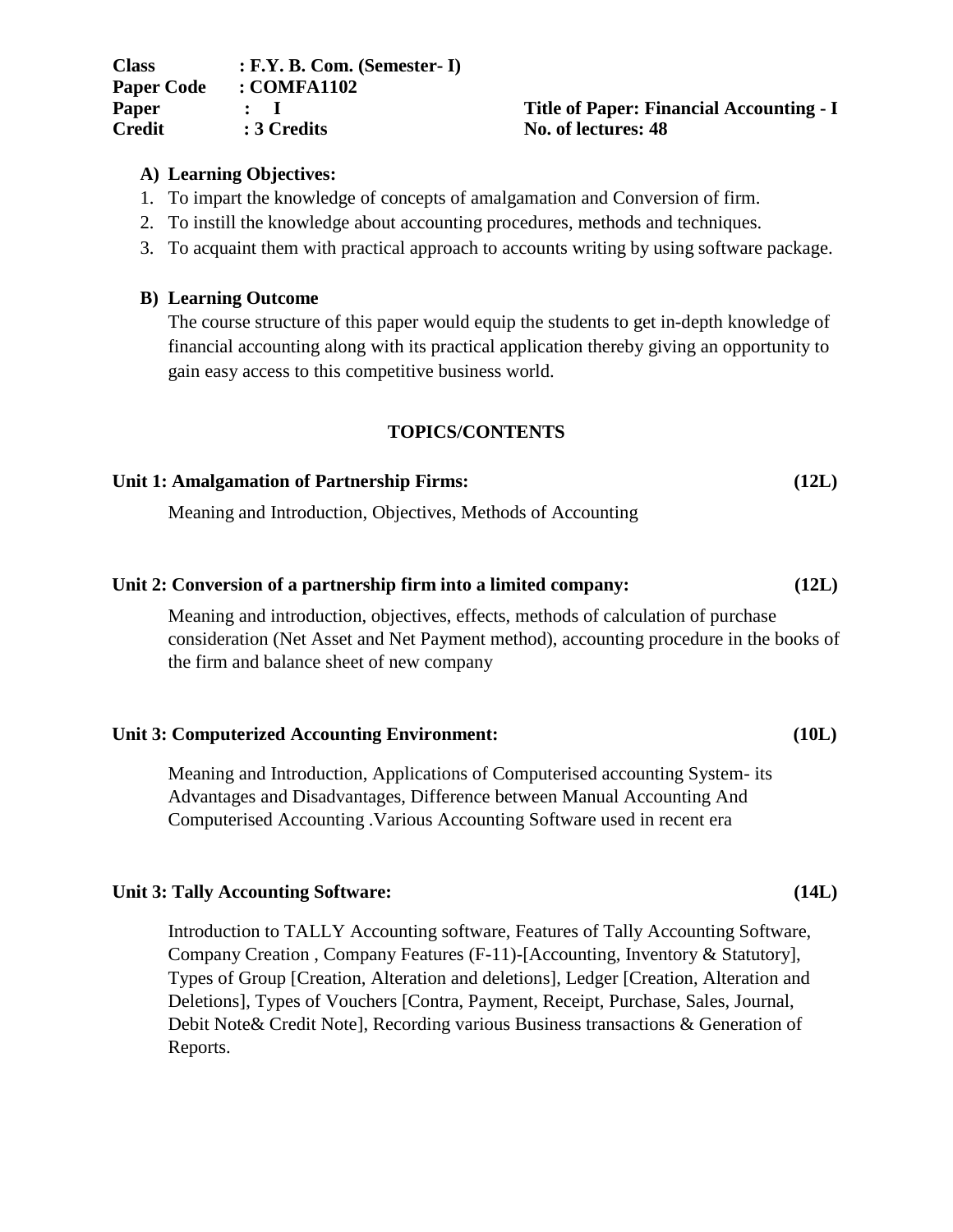**Class** : F.Y. B. Com. (Semester- I)
**Paper Code** : COMFA1102
**Paper** : I
**Credit** : 3 Credits

**Title of Paper: Financial Accounting - I**
**No. of lectures: 48**

**A) Learning Objectives:**

1. To impart the knowledge of concepts of amalgamation and Conversion of firm.
2. To instill the knowledge about accounting procedures, methods and techniques.
3. To acquaint them with practical approach to accounts writing by using software package.

**B) Learning Outcome**

The course structure of this paper would equip the students to get in-depth knowledge of financial accounting along with its practical application thereby giving an opportunity to gain easy access to this competitive business world.

## TOPICS/CONTENTS

**Unit 1: Amalgamation of Partnership Firms: (12L)**

Meaning and Introduction, Objectives, Methods of Accounting

**Unit 2: Conversion of a partnership firm into a limited company: (12L)**

Meaning and introduction, objectives, effects, methods of calculation of purchase consideration (Net Asset and Net Payment method), accounting procedure in the books of the firm and balance sheet of new company

**Unit 3: Computerized Accounting Environment: (10L)**

Meaning and Introduction, Applications of Computerised accounting System- its Advantages and Disadvantages, Difference between Manual Accounting And Computerised Accounting .Various Accounting Software used in recent era

**Unit 3: Tally Accounting Software: (14L)**

Introduction to TALLY Accounting software, Features of Tally Accounting Software, Company Creation , Company Features (F-11)-[Accounting, Inventory & Statutory], Types of Group [Creation, Alteration and deletions], Ledger [Creation, Alteration and Deletions], Types of Vouchers [Contra, Payment, Receipt, Purchase, Sales, Journal, Debit Note& Credit Note], Recording various Business transactions & Generation of Reports.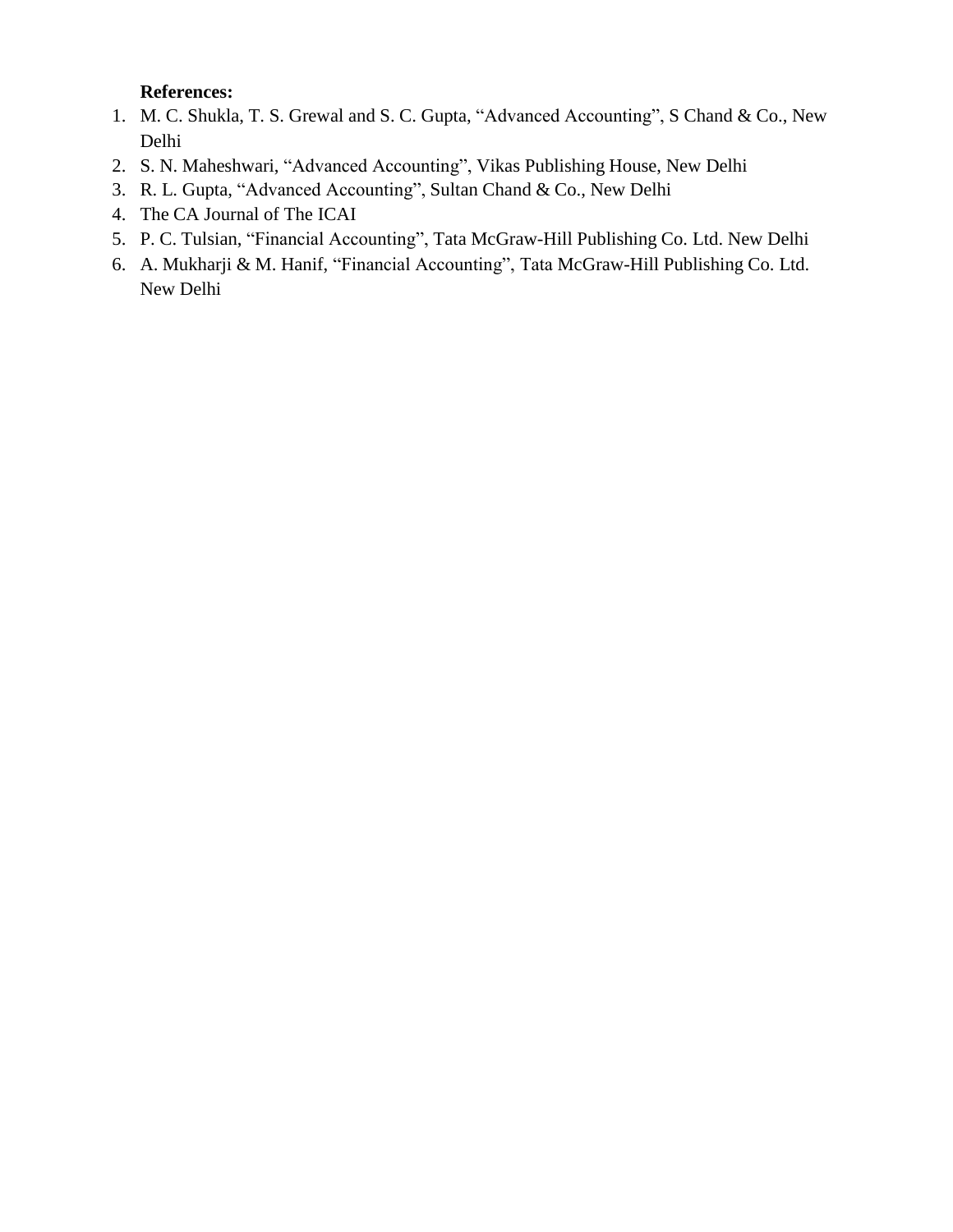**References:**

1. M. C. Shukla, T. S. Grewal and S. C. Gupta, “Advanced Accounting”, S Chand & Co., New Delhi
2. S. N. Maheshwari, “Advanced Accounting”, Vikas Publishing House, New Delhi
3. R. L. Gupta, “Advanced Accounting”, Sultan Chand & Co., New Delhi
4. The CA Journal of The ICAI
5. P. C. Tulsian, “Financial Accounting”, Tata McGraw-Hill Publishing Co. Ltd. New Delhi
6. A. Mukharji & M. Hanif, “Financial Accounting”, Tata McGraw-Hill Publishing Co. Ltd. New Delhi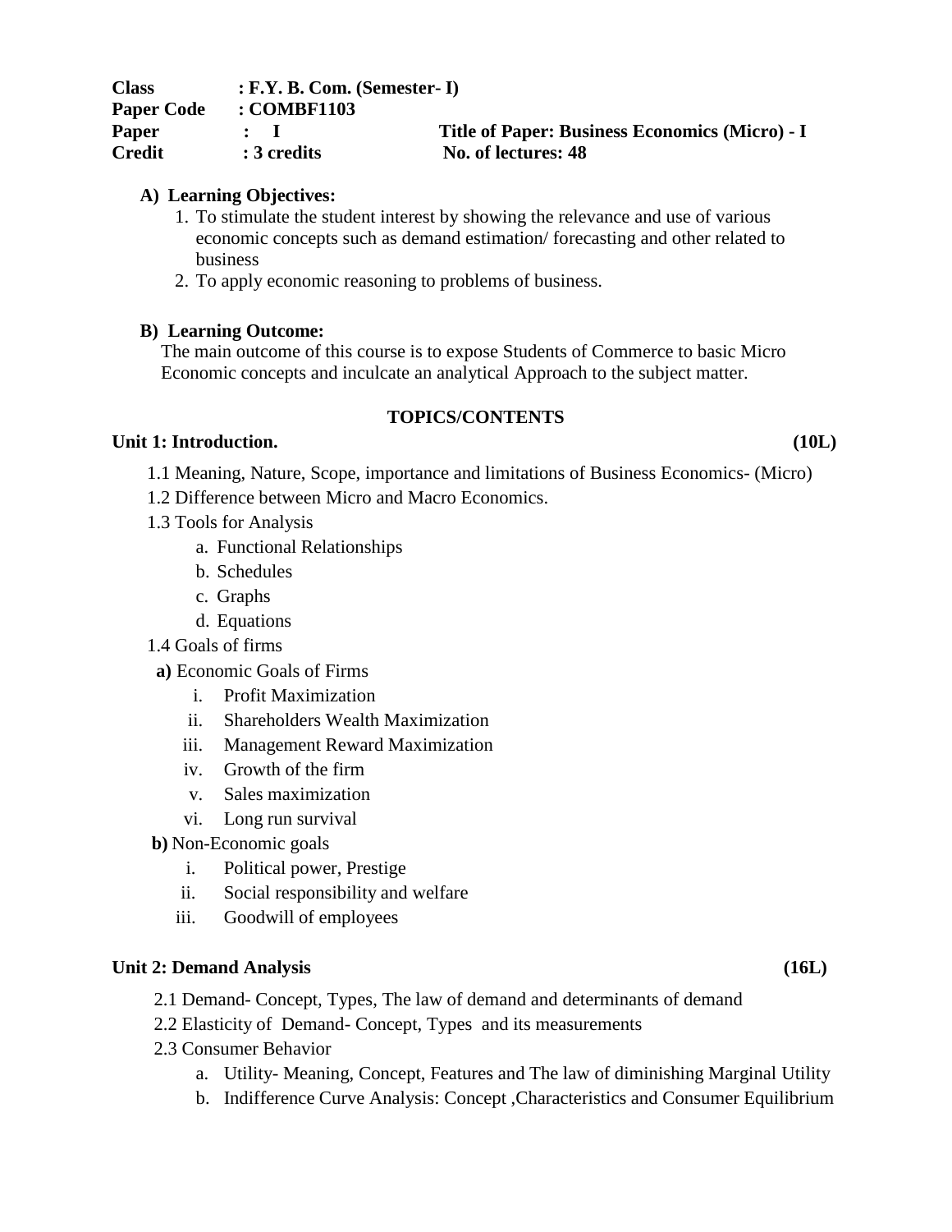| | | | |
|---|---|---|---|
| **Class** | **: F.Y. B. Com. (Semester- I)** | | |
| **Paper Code** | **: COMBF1103** | | |
| **Paper** | **: I** | **Title of Paper: Business Economics (Micro) - I** | |
| **Credit** | **: 3 credits** | **No. of lectures: 48** | |

**A) Learning Objectives:**

1. To stimulate the student interest by showing the relevance and use of various economic concepts such as demand estimation/ forecasting and other related to business
2. To apply economic reasoning to problems of business.

**B) Learning Outcome:**

The main outcome of this course is to expose Students of Commerce to basic Micro Economic concepts and inculcate an analytical Approach to the subject matter.

**TOPICS/CONTENTS**

**Unit 1: Introduction. (10L)**

1.1 Meaning, Nature, Scope, importance and limitations of Business Economics- (Micro)

1.2 Difference between Micro and Macro Economics.

1.3 Tools for Analysis

- a. Functional Relationships
- b. Schedules
- c. Graphs
- d. Equations

1.4 Goals of firms

**a)** Economic Goals of Firms

- i. Profit Maximization
- ii. Shareholders Wealth Maximization
- iii. Management Reward Maximization
- iv. Growth of the firm
- v. Sales maximization
- vi. Long run survival

**b)** Non-Economic goals

- i. Political power, Prestige
- ii. Social responsibility and welfare
- iii. Goodwill of employees

**Unit 2: Demand Analysis (16L)**

2.1 Demand- Concept, Types, The law of demand and determinants of demand

2.2 Elasticity of Demand- Concept, Types and its measurements

2.3 Consumer Behavior

- a. Utility- Meaning, Concept, Features and The law of diminishing Marginal Utility
- b. Indifference Curve Analysis: Concept ,Characteristics and Consumer Equilibrium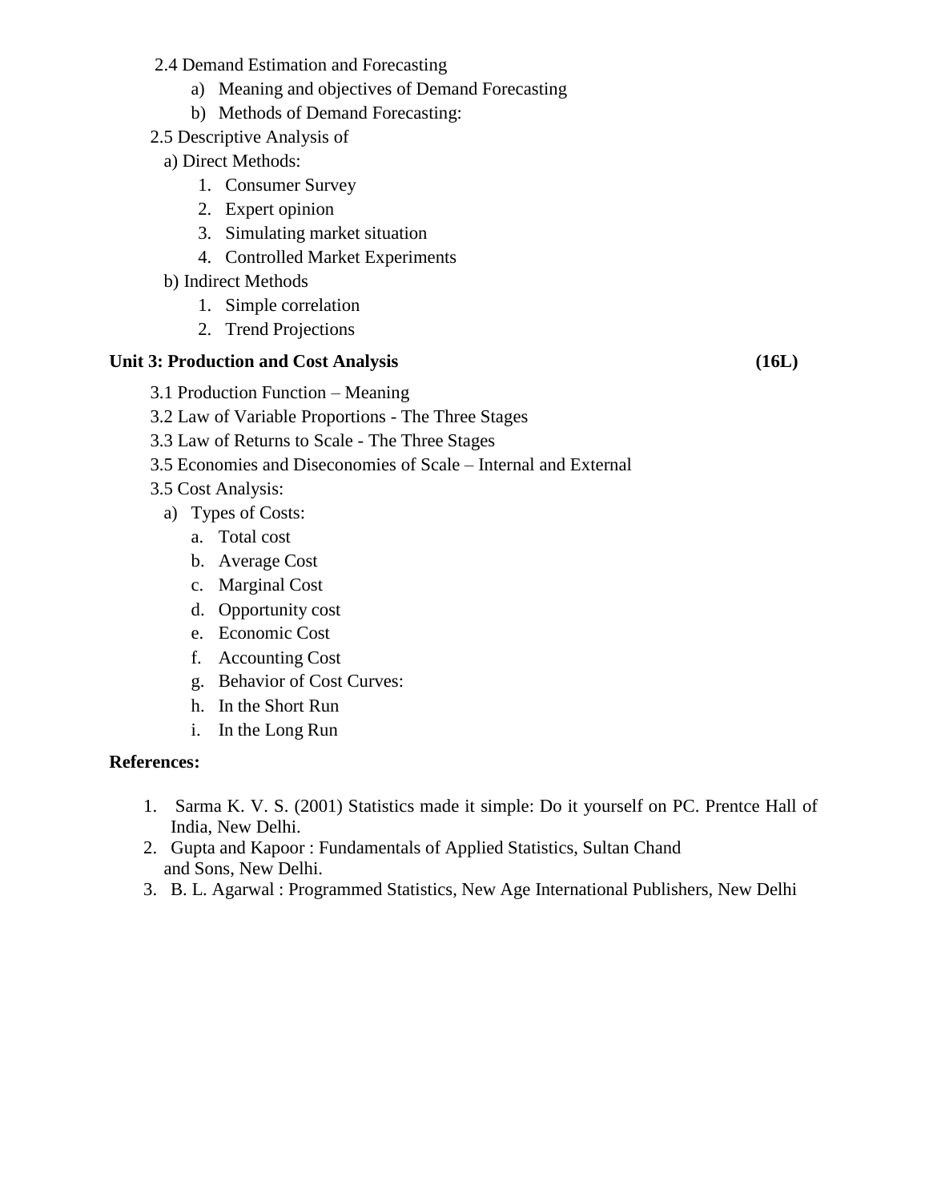2.4 Demand Estimation and Forecasting

a) Meaning and objectives of Demand Forecasting
b) Methods of Demand Forecasting:

2.5 Descriptive Analysis of

a) Direct Methods:

1. Consumer Survey
2. Expert opinion
3. Simulating market situation
4. Controlled Market Experiments

b) Indirect Methods

1. Simple correlation
2. Trend Projections

**Unit 3: Production and Cost Analysis (16L)**

3.1 Production Function – Meaning

3.2 Law of Variable Proportions - The Three Stages

3.3 Law of Returns to Scale - The Three Stages

3.5 Economies and Diseconomies of Scale – Internal and External

3.5 Cost Analysis:

a) Types of Costs:
   a. Total cost
   b. Average Cost
   c. Marginal Cost
   d. Opportunity cost
   e. Economic Cost
   f. Accounting Cost
   g. Behavior of Cost Curves:
   h. In the Short Run
   i. In the Long Run

**References:**

1. Sarma K. V. S. (2001) Statistics made it simple: Do it yourself on PC. Prentce Hall of India, New Delhi.
2. Gupta and Kapoor : Fundamentals of Applied Statistics, Sultan Chand and Sons, New Delhi.
3. B. L. Agarwal : Programmed Statistics, New Age International Publishers, New Delhi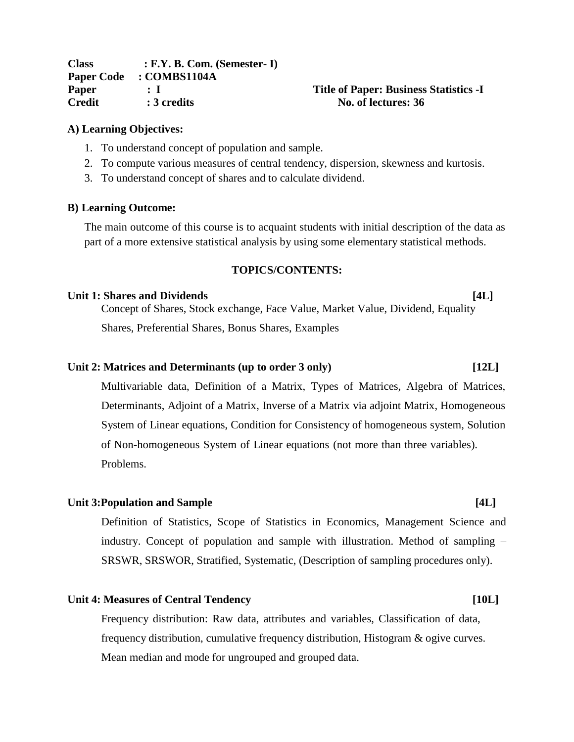**Class** : F.Y. B. Com. (Semester- I)
**Paper Code** : COMBS1104A
**Paper** : I **Title of Paper: Business Statistics -I**
**Credit** : 3 credits **No. of lectures: 36**

**A) Learning Objectives:**

1. To understand concept of population and sample.
2. To compute various measures of central tendency, dispersion, skewness and kurtosis.
3. To understand concept of shares and to calculate dividend.

**B) Learning Outcome:**

The main outcome of this course is to acquaint students with initial description of the data as part of a more extensive statistical analysis by using some elementary statistical methods.

**TOPICS/CONTENTS:**

**Unit 1: Shares and Dividends [4L]**

Concept of Shares, Stock exchange, Face Value, Market Value, Dividend, Equality Shares, Preferential Shares, Bonus Shares, Examples

**Unit 2: Matrices and Determinants (up to order 3 only) [12L]**

Multivariable data, Definition of a Matrix, Types of Matrices, Algebra of Matrices, Determinants, Adjoint of a Matrix, Inverse of a Matrix via adjoint Matrix, Homogeneous System of Linear equations, Condition for Consistency of homogeneous system, Solution of Non-homogeneous System of Linear equations (not more than three variables). Problems.

**Unit 3:Population and Sample [4L]**

Definition of Statistics, Scope of Statistics in Economics, Management Science and industry. Concept of population and sample with illustration. Method of sampling – SRSWR, SRSWOR, Stratified, Systematic, (Description of sampling procedures only).

**Unit 4: Measures of Central Tendency [10L]**

Frequency distribution: Raw data, attributes and variables, Classification of data, frequency distribution, cumulative frequency distribution, Histogram & ogive curves. Mean median and mode for ungrouped and grouped data.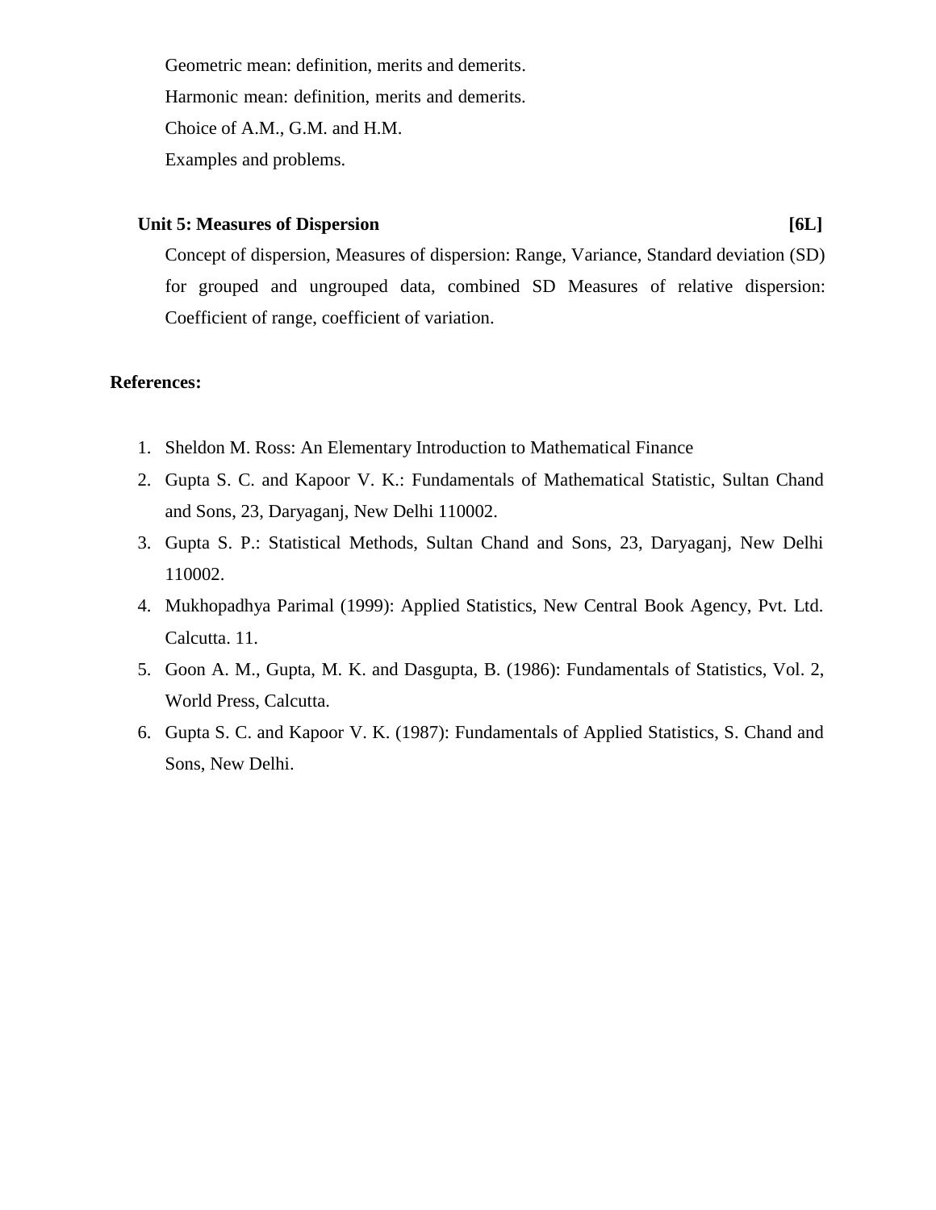Geometric mean: definition, merits and demerits.

Harmonic mean: definition, merits and demerits.

Choice of A.M., G.M. and H.M.

Examples and problems.

**Unit 5: Measures of Dispersion** **[6L]**

Concept of dispersion, Measures of dispersion: Range, Variance, Standard deviation (SD) for grouped and ungrouped data, combined SD Measures of relative dispersion: Coefficient of range, coefficient of variation.

**References:**

1. Sheldon M. Ross: An Elementary Introduction to Mathematical Finance
2. Gupta S. C. and Kapoor V. K.: Fundamentals of Mathematical Statistic, Sultan Chand and Sons, 23, Daryaganj, New Delhi 110002.
3. Gupta S. P.: Statistical Methods, Sultan Chand and Sons, 23, Daryaganj, New Delhi 110002.
4. Mukhopadhya Parimal (1999): Applied Statistics, New Central Book Agency, Pvt. Ltd. Calcutta. 11.
5. Goon A. M., Gupta, M. K. and Dasgupta, B. (1986): Fundamentals of Statistics, Vol. 2, World Press, Calcutta.
6. Gupta S. C. and Kapoor V. K. (1987): Fundamentals of Applied Statistics, S. Chand and Sons, New Delhi.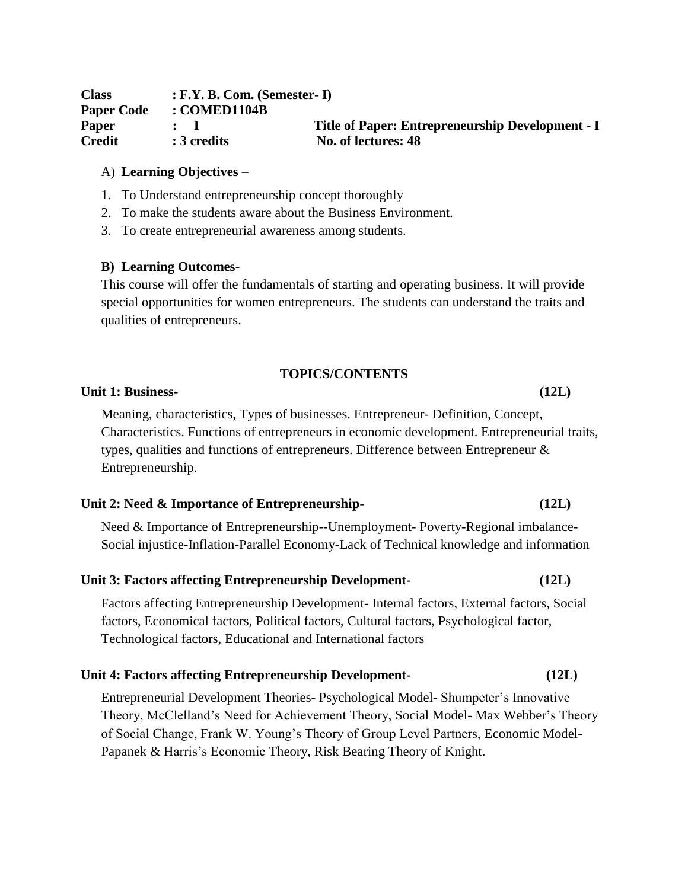**Class** : **F.Y. B. Com. (Semester- I)**
**Paper Code** : **COMED1104B**
**Paper** : **I** &nbsp;&nbsp;&nbsp;&nbsp; **Title of Paper: Entrepreneurship Development - I**
**Credit** : **3 credits** &nbsp;&nbsp;&nbsp;&nbsp; **No. of lectures: 48**

A) **Learning Objectives** –

1. To Understand entrepreneurship concept thoroughly
2. To make the students aware about the Business Environment.
3. To create entrepreneurial awareness among students.

**B) Learning Outcomes-**

This course will offer the fundamentals of starting and operating business. It will provide special opportunities for women entrepreneurs. The students can understand the traits and qualities of entrepreneurs.

## TOPICS/CONTENTS

### Unit 1: Business- (12L)

Meaning, characteristics, Types of businesses. Entrepreneur- Definition, Concept, Characteristics. Functions of entrepreneurs in economic development. Entrepreneurial traits, types, qualities and functions of entrepreneurs. Difference between Entrepreneur & Entrepreneurship.

### Unit 2: Need & Importance of Entrepreneurship- (12L)

Need & Importance of Entrepreneurship--Unemployment- Poverty-Regional imbalance-Social injustice-Inflation-Parallel Economy-Lack of Technical knowledge and information

### Unit 3: Factors affecting Entrepreneurship Development- (12L)

Factors affecting Entrepreneurship Development- Internal factors, External factors, Social factors, Economical factors, Political factors, Cultural factors, Psychological factor, Technological factors, Educational and International factors

### Unit 4: Factors affecting Entrepreneurship Development- (12L)

Entrepreneurial Development Theories- Psychological Model- Shumpeter's Innovative Theory, McClelland's Need for Achievement Theory, Social Model- Max Webber's Theory of Social Change, Frank W. Young's Theory of Group Level Partners, Economic Model- Papanek & Harris's Economic Theory, Risk Bearing Theory of Knight.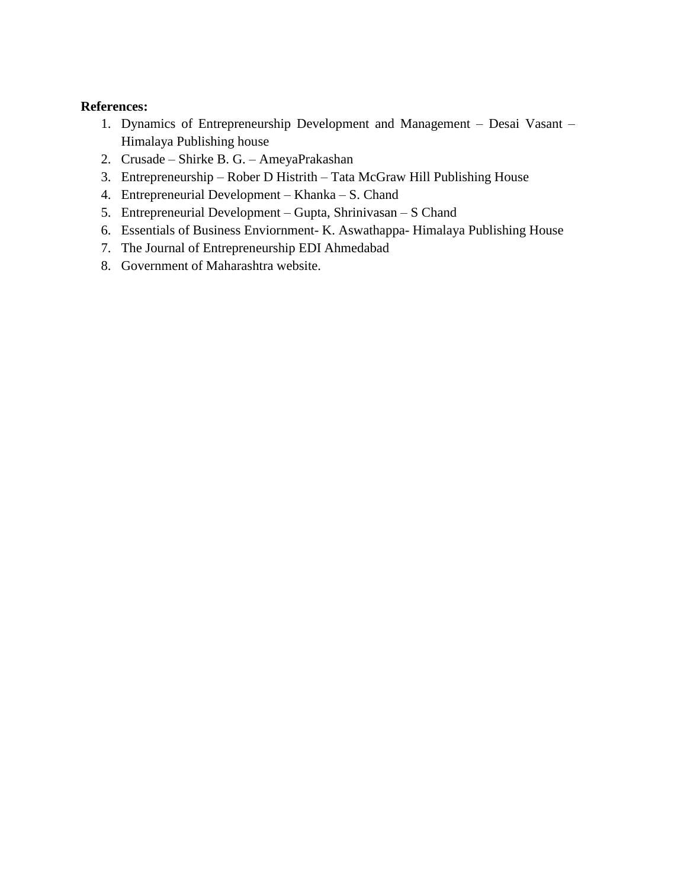**References:**

1. Dynamics of Entrepreneurship Development and Management – Desai Vasant – Himalaya Publishing house
2. Crusade – Shirke B. G. – AmeyaPrakashan
3. Entrepreneurship – Rober D Histrith – Tata McGraw Hill Publishing House
4. Entrepreneurial Development – Khanka – S. Chand
5. Entrepreneurial Development – Gupta, Shrinivasan – S Chand
6. Essentials of Business Enviornment- K. Aswathappa- Himalaya Publishing House
7. The Journal of Entrepreneurship EDI Ahmedabad
8. Government of Maharashtra website.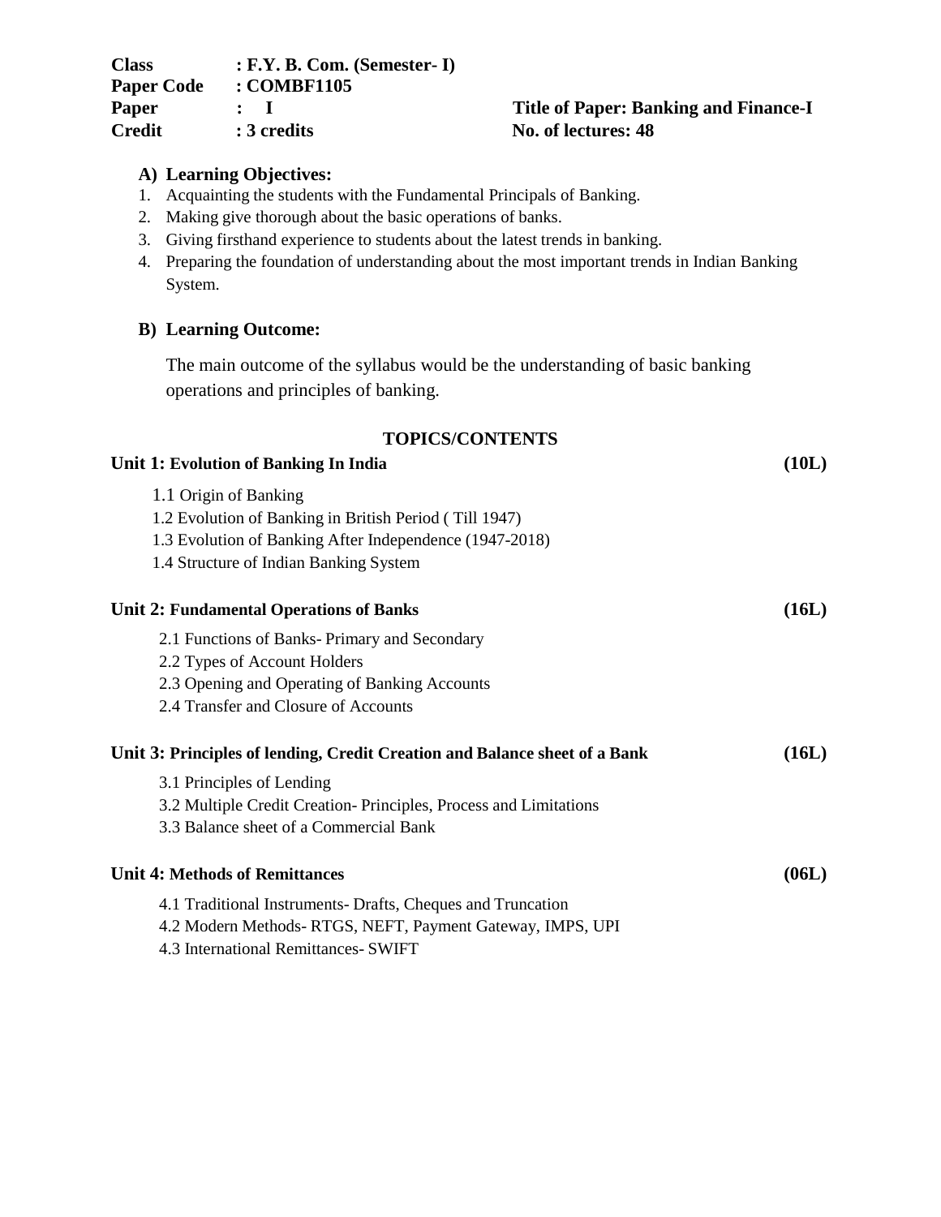**Class** : **F.Y. B. Com. (Semester- I)**
**Paper Code** : **COMBF1105**
**Paper** : **I** — **Title of Paper: Banking and Finance-I**
**Credit** : **3 credits** — **No. of lectures: 48**

### A) Learning Objectives:

1. Acquainting the students with the Fundamental Principals of Banking.
2. Making give thorough about the basic operations of banks.
3. Giving firsthand experience to students about the latest trends in banking.
4. Preparing the foundation of understanding about the most important trends in Indian Banking System.

### B) Learning Outcome:

The main outcome of the syllabus would be the understanding of basic banking operations and principles of banking.

## TOPICS/CONTENTS

**Unit 1: Evolution of Banking In India** **(10L)**

1.1 Origin of Banking
1.2 Evolution of Banking in British Period ( Till 1947)
1.3 Evolution of Banking After Independence (1947-2018)
1.4 Structure of Indian Banking System

**Unit 2: Fundamental Operations of Banks** **(16L)**

2.1 Functions of Banks- Primary and Secondary
2.2 Types of Account Holders
2.3 Opening and Operating of Banking Accounts
2.4 Transfer and Closure of Accounts

**Unit 3: Principles of lending, Credit Creation and Balance sheet of a Bank** **(16L)**

3.1 Principles of Lending
3.2 Multiple Credit Creation- Principles, Process and Limitations
3.3 Balance sheet of a Commercial Bank

**Unit 4: Methods of Remittances** **(06L)**

4.1 Traditional Instruments- Drafts, Cheques and Truncation
4.2 Modern Methods- RTGS, NEFT, Payment Gateway, IMPS, UPI
4.3 International Remittances- SWIFT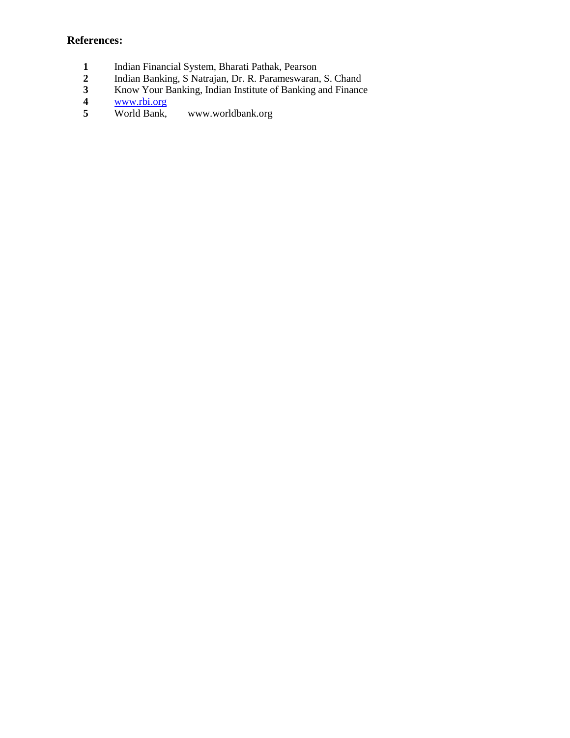**References:**

1. Indian Financial System, Bharati Pathak, Pearson
2. Indian Banking, S Natrajan, Dr. R. Parameswaran, S. Chand
3. Know Your Banking, Indian Institute of Banking and Finance
4. www.rbi.org
5. World Bank, www.worldbank.org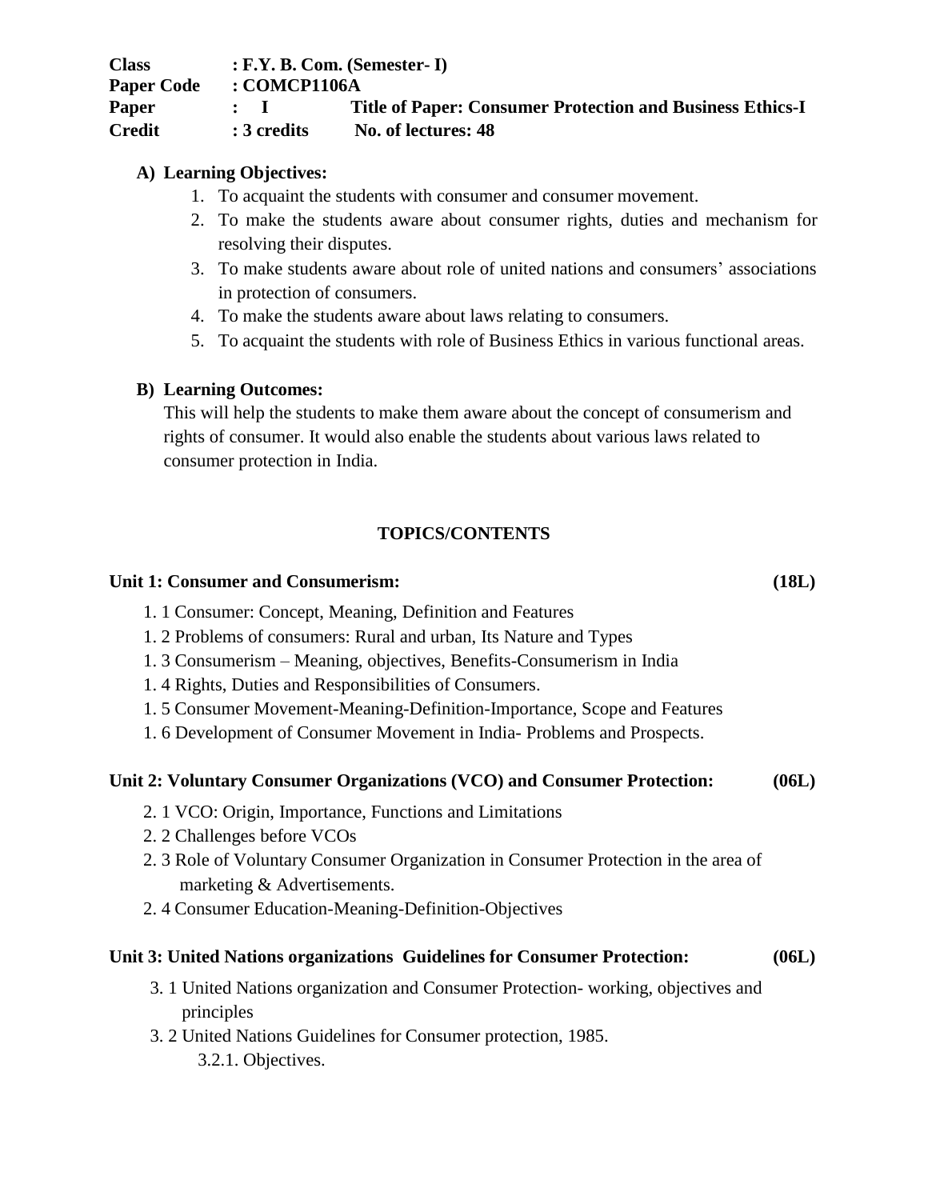**Class** : **F.Y. B. Com. (Semester- I)**
**Paper Code** : **COMCP1106A**
**Paper** : **I** **Title of Paper: Consumer Protection and Business Ethics-I**
**Credit** : **3 credits** **No. of lectures: 48**

**A) Learning Objectives:**

1. To acquaint the students with consumer and consumer movement.
2. To make the students aware about consumer rights, duties and mechanism for resolving their disputes.
3. To make students aware about role of united nations and consumers' associations in protection of consumers.
4. To make the students aware about laws relating to consumers.
5. To acquaint the students with role of Business Ethics in various functional areas.

**B) Learning Outcomes:**

This will help the students to make them aware about the concept of consumerism and rights of consumer. It would also enable the students about various laws related to consumer protection in India.

**TOPICS/CONTENTS**

**Unit 1: Consumer and Consumerism: (18L)**

1. 1 Consumer: Concept, Meaning, Definition and Features
1. 2 Problems of consumers: Rural and urban, Its Nature and Types
1. 3 Consumerism – Meaning, objectives, Benefits-Consumerism in India
1. 4 Rights, Duties and Responsibilities of Consumers.
1. 5 Consumer Movement-Meaning-Definition-Importance, Scope and Features
1. 6 Development of Consumer Movement in India- Problems and Prospects.

**Unit 2: Voluntary Consumer Organizations (VCO) and Consumer Protection: (06L)**

2. 1 VCO: Origin, Importance, Functions and Limitations
2. 2 Challenges before VCOs
2. 3 Role of Voluntary Consumer Organization in Consumer Protection in the area of marketing & Advertisements.
2. 4 Consumer Education-Meaning-Definition-Objectives

**Unit 3: United Nations organizations Guidelines for Consumer Protection: (06L)**

3. 1 United Nations organization and Consumer Protection- working, objectives and principles
3. 2 United Nations Guidelines for Consumer protection, 1985.
    3.2.1. Objectives.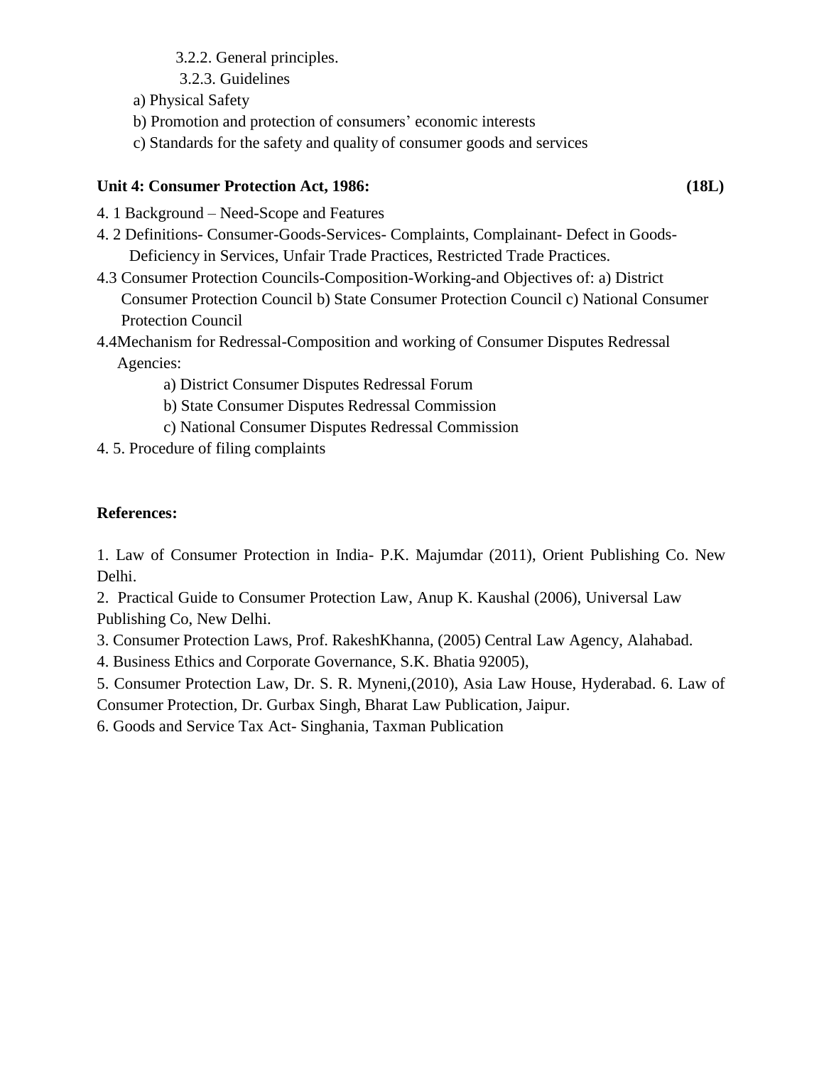3.2.2. General principles.

3.2.3. Guidelines

a) Physical Safety

b) Promotion and protection of consumers' economic interests

c) Standards for the safety and quality of consumer goods and services

**Unit 4: Consumer Protection Act, 1986: (18L)**

4. 1 Background – Need-Scope and Features

4. 2 Definitions- Consumer-Goods-Services- Complaints, Complainant- Defect in Goods- Deficiency in Services, Unfair Trade Practices, Restricted Trade Practices.

4.3 Consumer Protection Councils-Composition-Working-and Objectives of: a) District Consumer Protection Council b) State Consumer Protection Council c) National Consumer Protection Council

4.4Mechanism for Redressal-Composition and working of Consumer Disputes Redressal Agencies:

a) District Consumer Disputes Redressal Forum

b) State Consumer Disputes Redressal Commission

c) National Consumer Disputes Redressal Commission

4. 5. Procedure of filing complaints

**References:**

1. Law of Consumer Protection in India- P.K. Majumdar (2011), Orient Publishing Co. New Delhi.
2. Practical Guide to Consumer Protection Law, Anup K. Kaushal (2006), Universal Law Publishing Co, New Delhi.
3. Consumer Protection Laws, Prof. RakeshKhanna, (2005) Central Law Agency, Alahabad.
4. Business Ethics and Corporate Governance, S.K. Bhatia 92005),
5. Consumer Protection Law, Dr. S. R. Myneni,(2010), Asia Law House, Hyderabad. 6. Law of Consumer Protection, Dr. Gurbax Singh, Bharat Law Publication, Jaipur.
6. Goods and Service Tax Act- Singhania, Taxman Publication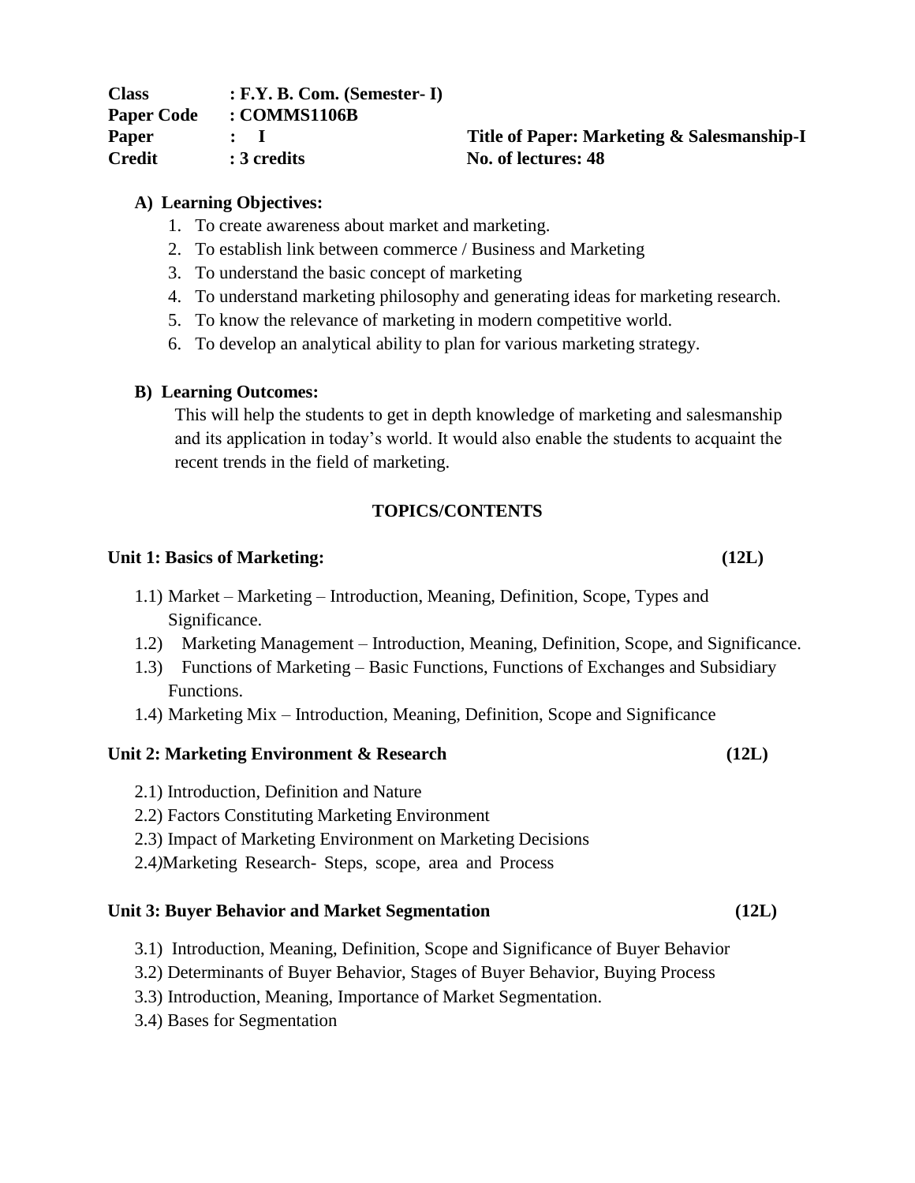**Class** : **F.Y. B. Com. (Semester- I)**
**Paper Code** : **COMMS1106B**
**Paper** : **I** — **Title of Paper: Marketing & Salesmanship-I**
**Credit** : **3 credits** — **No. of lectures: 48**

**A) Learning Objectives:**

1. To create awareness about market and marketing.
2. To establish link between commerce / Business and Marketing
3. To understand the basic concept of marketing
4. To understand marketing philosophy and generating ideas for marketing research.
5. To know the relevance of marketing in modern competitive world.
6. To develop an analytical ability to plan for various marketing strategy.

**B) Learning Outcomes:**

This will help the students to get in depth knowledge of marketing and salesmanship and its application in today's world. It would also enable the students to acquaint the recent trends in the field of marketing.

## TOPICS/CONTENTS

**Unit 1: Basics of Marketing: (12L)**

1.1) Market – Marketing – Introduction, Meaning, Definition, Scope, Types and Significance.
1.2) Marketing Management – Introduction, Meaning, Definition, Scope, and Significance.
1.3) Functions of Marketing – Basic Functions, Functions of Exchanges and Subsidiary Functions.
1.4) Marketing Mix – Introduction, Meaning, Definition, Scope and Significance

**Unit 2: Marketing Environment & Research (12L)**

2.1) Introduction, Definition and Nature
2.2) Factors Constituting Marketing Environment
2.3) Impact of Marketing Environment on Marketing Decisions
2.4)Marketing Research- Steps, scope, area and Process

**Unit 3: Buyer Behavior and Market Segmentation (12L)**

3.1) Introduction, Meaning, Definition, Scope and Significance of Buyer Behavior
3.2) Determinants of Buyer Behavior, Stages of Buyer Behavior, Buying Process
3.3) Introduction, Meaning, Importance of Market Segmentation.
3.4) Bases for Segmentation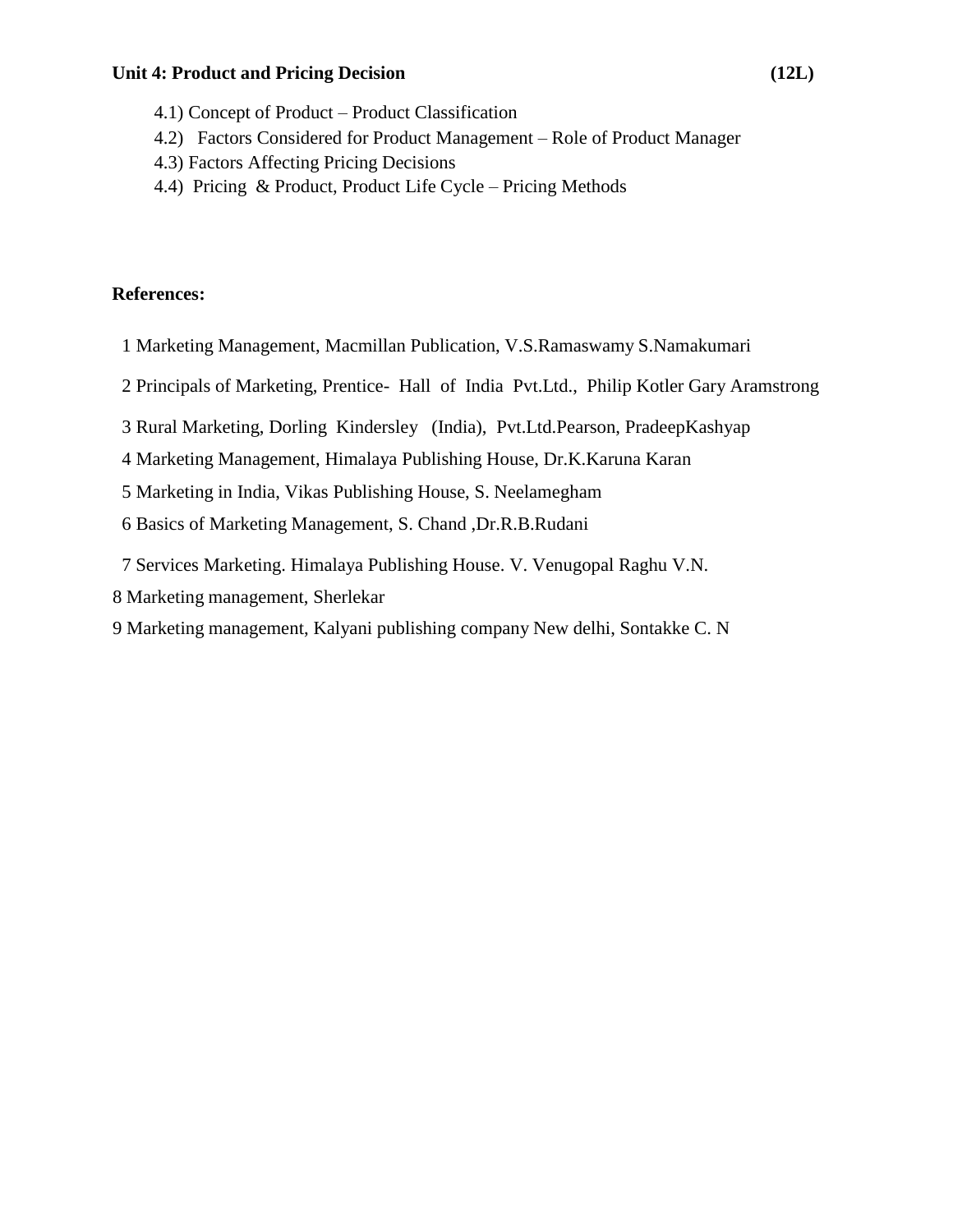**Unit 4: Product and Pricing Decision (12L)**

4.1) Concept of Product – Product Classification

4.2) Factors Considered for Product Management – Role of Product Manager

4.3) Factors Affecting Pricing Decisions

4.4) Pricing & Product, Product Life Cycle – Pricing Methods

**References:**

1 Marketing Management, Macmillan Publication, V.S.Ramaswamy S.Namakumari

2 Principals of Marketing, Prentice- Hall of India Pvt.Ltd., Philip Kotler Gary Aramstrong

3 Rural Marketing, Dorling Kindersley (India), Pvt.Ltd.Pearson, PradeepKashyap

4 Marketing Management, Himalaya Publishing House, Dr.K.Karuna Karan

5 Marketing in India, Vikas Publishing House, S. Neelamegham

6 Basics of Marketing Management, S. Chand ,Dr.R.B.Rudani

7 Services Marketing. Himalaya Publishing House. V. Venugopal Raghu V.N.

8 Marketing management, Sherlekar

9 Marketing management, Kalyani publishing company New delhi, Sontakke C. N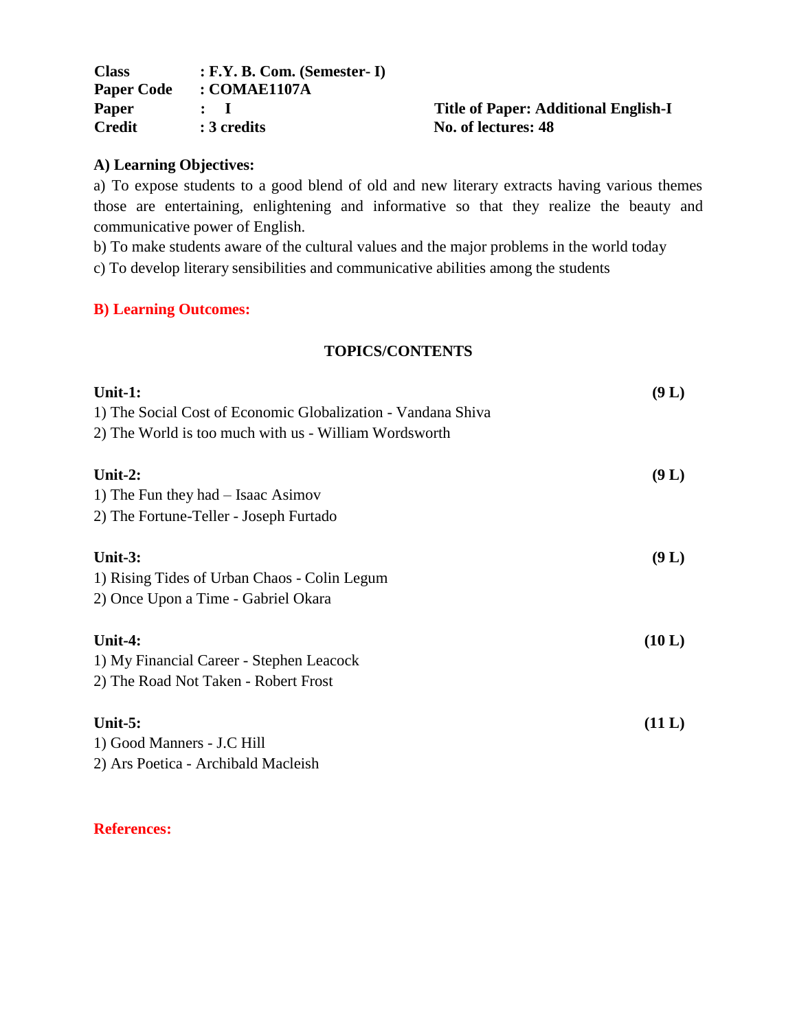**Class** : F.Y. B. Com. (Semester- I)
**Paper Code** : COMAE1107A
**Paper** : I
**Credit** : 3 credits

**Title of Paper: Additional English-I**
**No. of lectures: 48**

**A) Learning Objectives:**

a) To expose students to a good blend of old and new literary extracts having various themes those are entertaining, enlightening and informative so that they realize the beauty and communicative power of English.

b) To make students aware of the cultural values and the major problems in the world today

c) To develop literary sensibilities and communicative abilities among the students

**B) Learning Outcomes:**

**TOPICS/CONTENTS**

**Unit-1:** **(9 L)**

1) The Social Cost of Economic Globalization - Vandana Shiva
2) The World is too much with us - William Wordsworth

**Unit-2:** **(9 L)**

1) The Fun they had – Isaac Asimov
2) The Fortune-Teller - Joseph Furtado

**Unit-3:** **(9 L)**

1) Rising Tides of Urban Chaos - Colin Legum
2) Once Upon a Time - Gabriel Okara

**Unit-4:** **(10 L)**

1) My Financial Career - Stephen Leacock
2) The Road Not Taken - Robert Frost

**Unit-5:** **(11 L)**

1) Good Manners - J.C Hill
2) Ars Poetica - Archibald Macleish

**References:**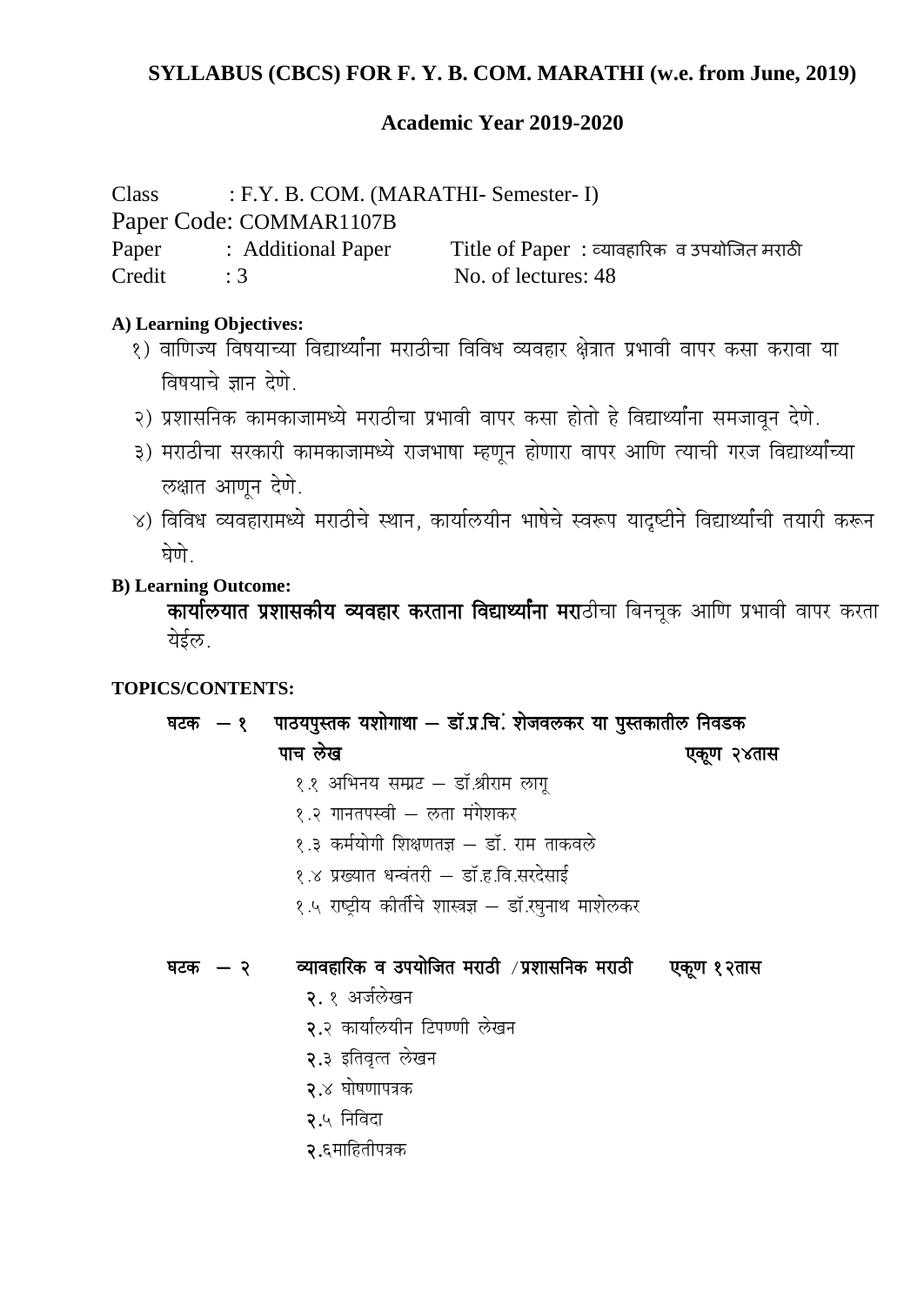## SYLLABUS (CBCS) FOR F. Y. B. COM. MARATHI (w.e. from June, 2019)

### Academic Year 2019-2020

Class : F.Y. B. COM. (MARATHI- Semester- I)
Paper Code: COMMAR1107B
Paper : Additional Paper Title of Paper : व्यावहारिक व उपयोजित मराठी
Credit : 3 No. of lectures: 48

**A) Learning Objectives:**

१) वाणिज्य विषयाच्या विद्यार्थ्यांना मराठीचा विविध व्यवहार क्षेत्रात प्रभावी वापर कसा करावा या विषयाचे ज्ञान देणे.

२) प्रशासनिक कामकाजामध्ये मराठीचा प्रभावी वापर कसा होतो हे विद्यार्थ्यांना समजावून देणे.

३) मराठीचा सरकारी कामकाजामध्ये राजभाषा म्हणून होणारा वापर आणि त्याची गरज विद्यार्थ्यांच्या लक्षात आणून देणे.

४) विविध व्यवहारामध्ये मराठीचे स्थान, कार्यालयीन भाषेचे स्वरूप यादृष्टीने विद्यार्थ्यांची तयारी करून घेणे.

**B) Learning Outcome:**

**कार्यालयात प्रशासकीय व्यवहार करताना विद्यार्थ्यांना मरा**ठीचा बिनचूक आणि प्रभावी वापर करता येईल.

**TOPICS/CONTENTS:**

**घटक – १ पाठयपुस्तक यशोगाथा – डॉ.प्र.चि. शेजवलकर या पुस्तकातील निवडक पाच लेख** **एकूण २४तास**

१.१ अभिनय सम्राट – डॉ.श्रीराम लागू

१.२ गानतपस्वी – लता मंगेशकर

१.३ कर्मयोगी शिक्षणतज्ञ – डॉ. राम ताकवले

१.४ प्रख्यात धन्वंतरी – डॉ.ह.वि.सरदेसाई

१.५ राष्ट्रीय कीर्तीचे शास्त्रज्ञ – डॉ.रघुनाथ माशेलकर

**घटक – २ व्यावहारिक व उपयोजित मराठी /प्रशासनिक मराठी** **एकूण १२तास**

**२.**१ अर्जलेखन

**२.**२ कार्यालयीन टिपण्णी लेखन

**२.**३ इतिवृत्त लेखन

**२.**४ घोषणापत्रक

**२.**५ निविदा

**२.**६माहितीपत्रक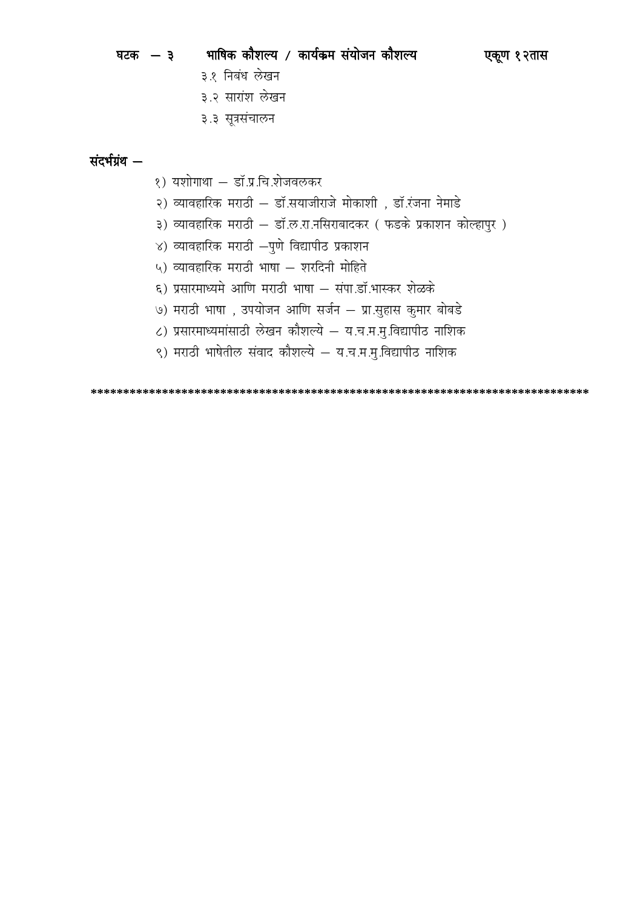**घटक — ३ भाषिक कौशल्य / कार्यक्रम संयोजन कौशल्य एकूण १२तास**

३.१ निबंध लेखन

३.२ सारांश लेखन

३.३ सूत्रसंचालन

**संदर्भग्रंथ —**

१) यशोगाथा — डॉ.प्र.चि.शेजवलकर

२) व्यावहारिक मराठी — डॉ.सयाजीराजे मोकाशी , डॉ.रंजना नेमाडे

३) व्यावहारिक मराठी — डॉ.ल.रा.नसिराबादकर ( फडके प्रकाशन कोल्हापुर )

४) व्यावहारिक मराठी —पुणे विद्यापीठ प्रकाशन

५) व्यावहारिक मराठी भाषा — शरदिनी मोहिते

६) प्रसारमाध्यमे आणि मराठी भाषा — संपा.डॉ.भास्कर शेळके

७) मराठी भाषा , उपयोजन आणि सर्जन — प्रा.सुहास कुमार बोबडे

८) प्रसारमाध्यमांसाठी लेखन कौशल्ये — य.च.म.मु.विद्यापीठ नाशिक

९) मराठी भाषेतील संवाद कौशल्ये — य.च.म.मु.विद्यापीठ नाशिक

*****************************************************************************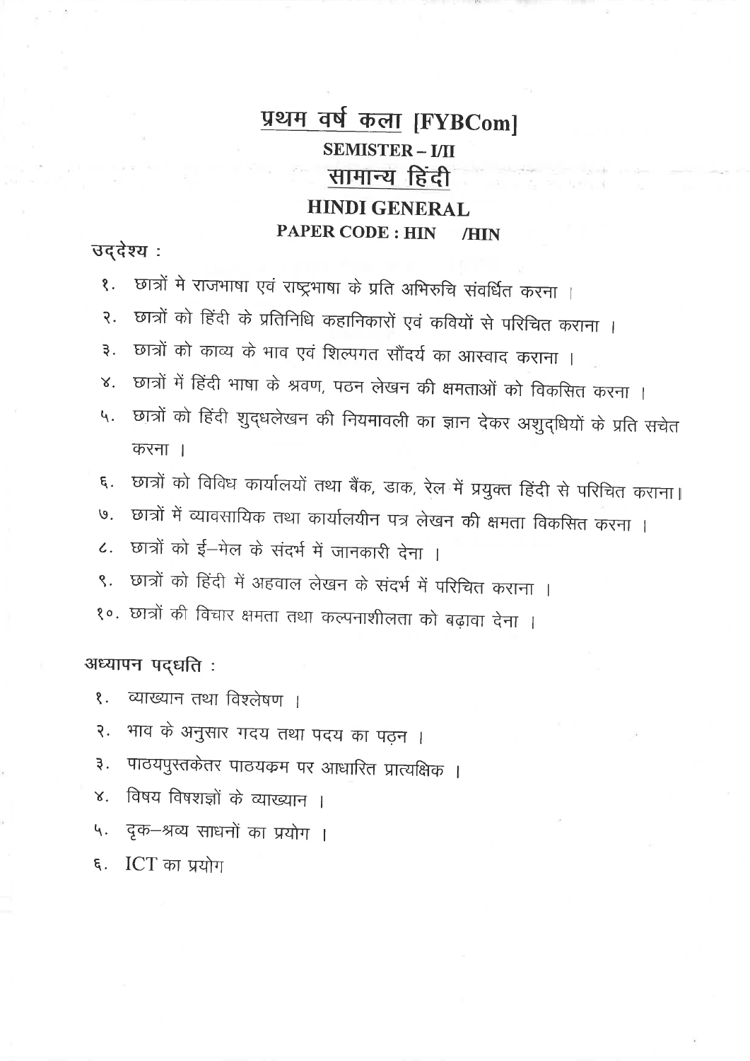# प्रथम वर्ष कला [FYBCom]

## SEMISTER – I/II

## सामान्य हिंदी

## HINDI GENERAL

### PAPER CODE : HIN /HIN

**उद्देश्य :**

१. छात्रों मे राजभाषा एवं राष्ट्रभाषा के प्रति अभिरुचि संवर्धित करना ।

२. छात्रों को हिंदी के प्रतिनिधि कहानिकारों एवं कवियों से परिचित कराना ।

३. छात्रों को काव्य के भाव एवं शिल्पगत सौंदर्य का आस्वाद कराना ।

४. छात्रों में हिंदी भाषा के श्रवण, पठन लेखन की क्षमताओं को विकसित करना ।

५. छात्रों को हिंदी शुद्धलेखन की नियमावली का ज्ञान देकर अशुद्धियों के प्रति सचेत करना ।

६. छात्रों को विविध कार्यालयों तथा बैंक, डाक, रेल में प्रयुक्त हिंदी से परिचित कराना।

७. छात्रों में व्यावसायिक तथा कार्यालयीन पत्र लेखन की क्षमता विकसित करना ।

८. छात्रों को ई–मेल के संदर्भ में जानकारी देना ।

९. छात्रों को हिंदी में अहवाल लेखन के संदर्भ में परिचित कराना ।

१०. छात्रों की विचार क्षमता तथा कल्पनाशीलता को बढ़ावा देना ।

**अध्यापन पद्धति :**

१. व्याख्यान तथा विश्लेषण ।

२. भाव के अनुसार गदय तथा पदय का पठन ।

३. पाठयपुस्तकेतर पाठयक्रम पर आधारित प्रात्यक्षिक ।

४. विषय विषशज्ञों के व्याख्यान ।

५. दृक–श्रव्य साधनों का प्रयोग ।

६. ICT का प्रयोग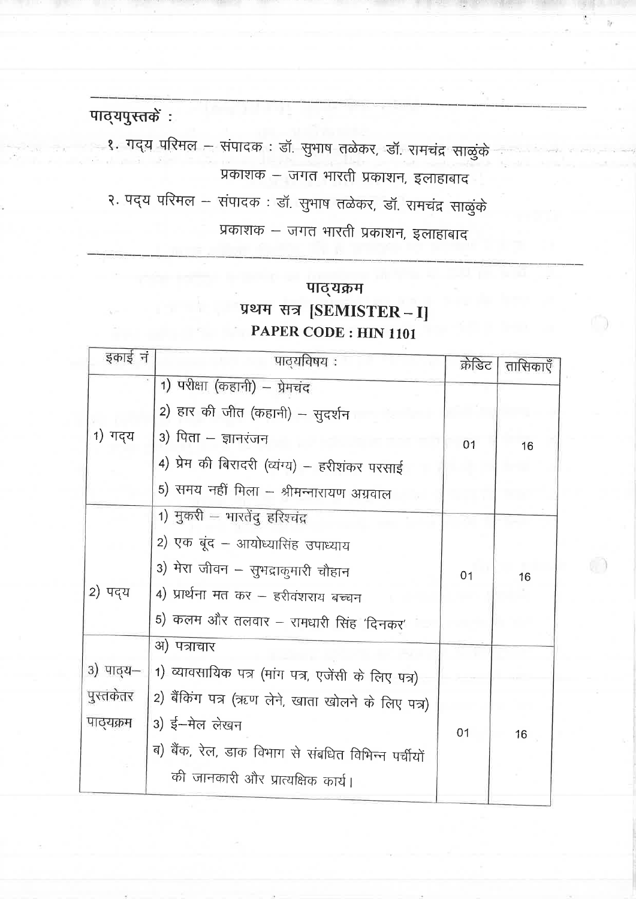---

**पाठ्यपुस्तकें :**

१. गद्य परिमल – संपादक : डॉ. सुभाष तळेकर, डॉ. रामचंद्र साळुंके
   प्रकाशक – जगत भारती प्रकाशन, इलाहाबाद

२. पद्य परिमल – संपादक : डॉ. सुभाष तळेकर, डॉ. रामचंद्र साळुंके
   प्रकाशक – जगत भारती प्रकाशन, इलाहाबाद

---

## पाठ्यक्रम

### प्रथम सत्र [SEMISTER – I]

### PAPER CODE : HIN 1101

| इकाई नं | पाठ्यविषय : | क्रेडिट | तासिकाएँ |
|---|---|---|---|
| 1) गद्य | 1) परीक्षा (कहानी) – प्रेमचंद<br>2) हार की जीत (कहानी) – सुदर्शन<br>3) पिता – ज्ञानरंजन<br>4) प्रेम की बिरादरी (व्यंग्य) – हरीशंकर परसाई<br>5) समय नहीं मिला – श्रीमन्नारायण अग्रवाल | 01 | 16 |
| 2) पद्य | 1) मुकरी – भारतेंदु हरिश्चंद्र<br>2) एक बूंद – आयोध्यासिंह उपाध्याय<br>3) मेरा जीवन – सुभद्राकुमारी चौहान<br>4) प्रार्थना मत कर – हरीवंशराय बच्चन<br>5) कलम और तलवार – रामधारी सिंह 'दिनकर' | 01 | 16 |
| 3) पाठ्य–पुस्तकेतर पाठ्यक्रम | अ) पत्राचार<br>1) व्यावसायिक पत्र (मांग पत्र, एजेंसी के लिए पत्र)<br>2) बैंकिंग पत्र (ऋण लेने, खाता खोलने के लिए पत्र)<br>3) ई–मेल लेखन<br>ब) बैंक, रेल, डाक विभाग से संबधित विभिन्न पर्चीयों की जानकारी और प्रात्यक्षिक कार्य। | 01 | 16 |